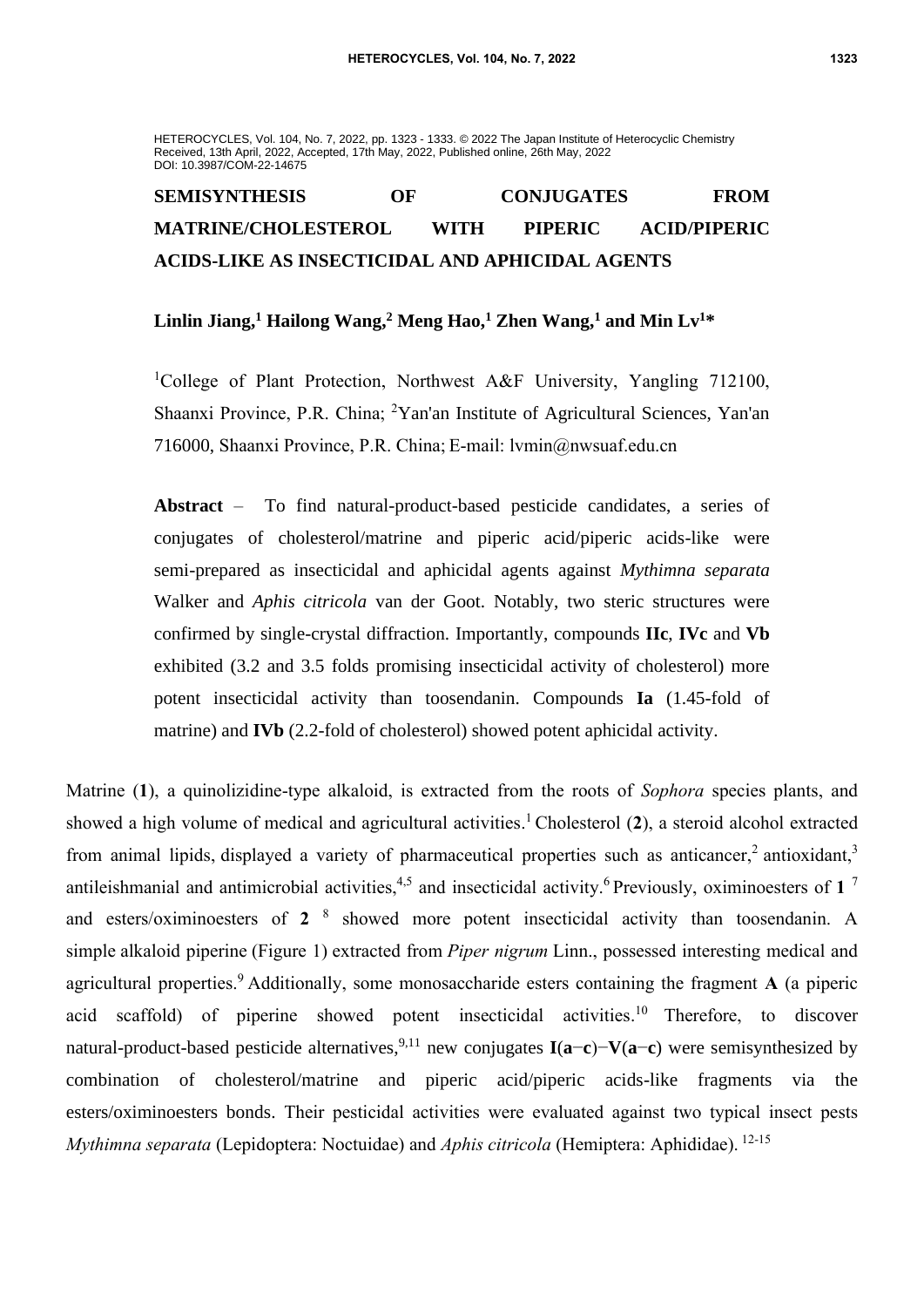HETEROCYCLES, Vol. 104, No. 7, 2022, pp. 1323 - 1333. © 2022 The Japan Institute of Heterocyclic Chemistry
Received, 13th April, 2022, Accepted, 17th May, 2022, Published online, 26th May, 2022
DOI: 10.3987/COM-22-14675

# SEMISYNTHESIS OF CONJUGATES FROM MATRINE/CHOLESTEROL WITH PIPERIC ACID/PIPERIC ACIDS-LIKE AS INSECTICIDAL AND APHICIDAL AGENTS

**Linlin Jiang,[1] Hailong Wang,[2] Meng Hao,[1] Zhen Wang,[1] and Min Lv[1]\***

[1]College of Plant Protection, Northwest A&F University, Yangling 712100, Shaanxi Province, P.R. China; [2]Yan'an Institute of Agricultural Sciences, Yan'an 716000, Shaanxi Province, P.R. China; E-mail: lvmin@nwsuaf.edu.cn

**Abstract** – To find natural-product-based pesticide candidates, a series of conjugates of cholesterol/matrine and piperic acid/piperic acids-like were semi-prepared as insecticidal and aphicidal agents against *Mythimna separata* Walker and *Aphis citricola* van der Goot. Notably, two steric structures were confirmed by single-crystal diffraction. Importantly, compounds **IIc**, **IVc** and **Vb** exhibited (3.2 and 3.5 folds promising insecticidal activity of cholesterol) more potent insecticidal activity than toosendanin. Compounds **Ia** (1.45-fold of matrine) and **IVb** (2.2-fold of cholesterol) showed potent aphicidal activity.

Matrine (**1**), a quinolizidine-type alkaloid, is extracted from the roots of *Sophora* species plants, and showed a high volume of medical and agricultural activities.[1] Cholesterol (**2**), a steroid alcohol extracted from animal lipids, displayed a variety of pharmaceutical properties such as anticancer,[2] antioxidant,[3] antileishmanial and antimicrobial activities,[4,5] and insecticidal activity.[6] Previously, oximinoesters of **1** [7] and esters/oximinoesters of **2** [8] showed more potent insecticidal activity than toosendanin. A simple alkaloid piperine (Figure 1) extracted from *Piper nigrum* Linn., possessed interesting medical and agricultural properties.[9] Additionally, some monosaccharide esters containing the fragment **A** (a piperic acid scaffold) of piperine showed potent insecticidal activities.[10] Therefore, to discover natural-product-based pesticide alternatives,[9,11] new conjugates **I**(**a**−**c**)−**V**(**a**−**c**) were semisynthesized by combination of cholesterol/matrine and piperic acid/piperic acids-like fragments via the esters/oximinoesters bonds. Their pesticidal activities were evaluated against two typical insect pests *Mythimna separata* (Lepidoptera: Noctuidae) and *Aphis citricola* (Hemiptera: Aphididae).[12-15]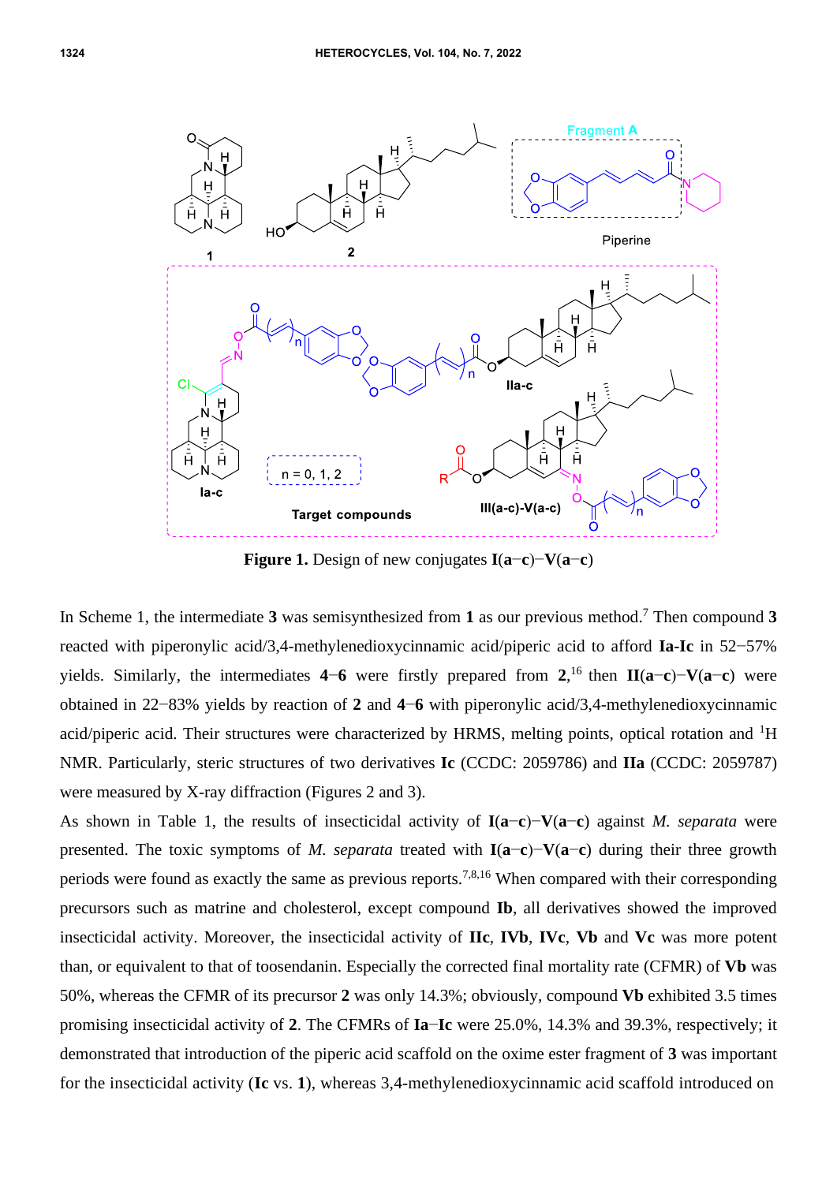**Figure 1.** Design of new conjugates **I**(**a**−**c**)−**V**(**a**−**c**)

In Scheme 1, the intermediate **3** was semisynthesized from **1** as our previous method.[7] Then compound **3** reacted with piperonylic acid/3,4-methylenedioxycinnamic acid/piperic acid to afford **Ia-Ic** in 52−57% yields. Similarly, the intermediates **4**−**6** were firstly prepared from **2**,[16] then **II**(**a**−**c**)−**V**(**a**−**c**) were obtained in 22−83% yields by reaction of **2** and **4**−**6** with piperonylic acid/3,4-methylenedioxycinnamic acid/piperic acid. Their structures were characterized by HRMS, melting points, optical rotation and $^{1}$H NMR. Particularly, steric structures of two derivatives **Ic** (CCDC: 2059786) and **IIa** (CCDC: 2059787) were measured by X-ray diffraction (Figures 2 and 3).

As shown in Table 1, the results of insecticidal activity of **I**(**a**−**c**)−**V**(**a**−**c**) against *M. separata* were presented. The toxic symptoms of *M. separata* treated with **I**(**a**−**c**)−**V**(**a**−**c**) during their three growth periods were found as exactly the same as previous reports.[7,8,16] When compared with their corresponding precursors such as matrine and cholesterol, except compound **Ib**, all derivatives showed the improved insecticidal activity. Moreover, the insecticidal activity of **IIc**, **IVb**, **IVc**, **Vb** and **Vc** was more potent than, or equivalent to that of toosendanin. Especially the corrected final mortality rate (CFMR) of **Vb** was 50%, whereas the CFMR of its precursor **2** was only 14.3%; obviously, compound **Vb** exhibited 3.5 times promising insecticidal activity of **2**. The CFMRs of **Ia**−**Ic** were 25.0%, 14.3% and 39.3%, respectively; it demonstrated that introduction of the piperic acid scaffold on the oxime ester fragment of **3** was important for the insecticidal activity (**Ic** vs. **1**), whereas 3,4-methylenedioxycinnamic acid scaffold introduced on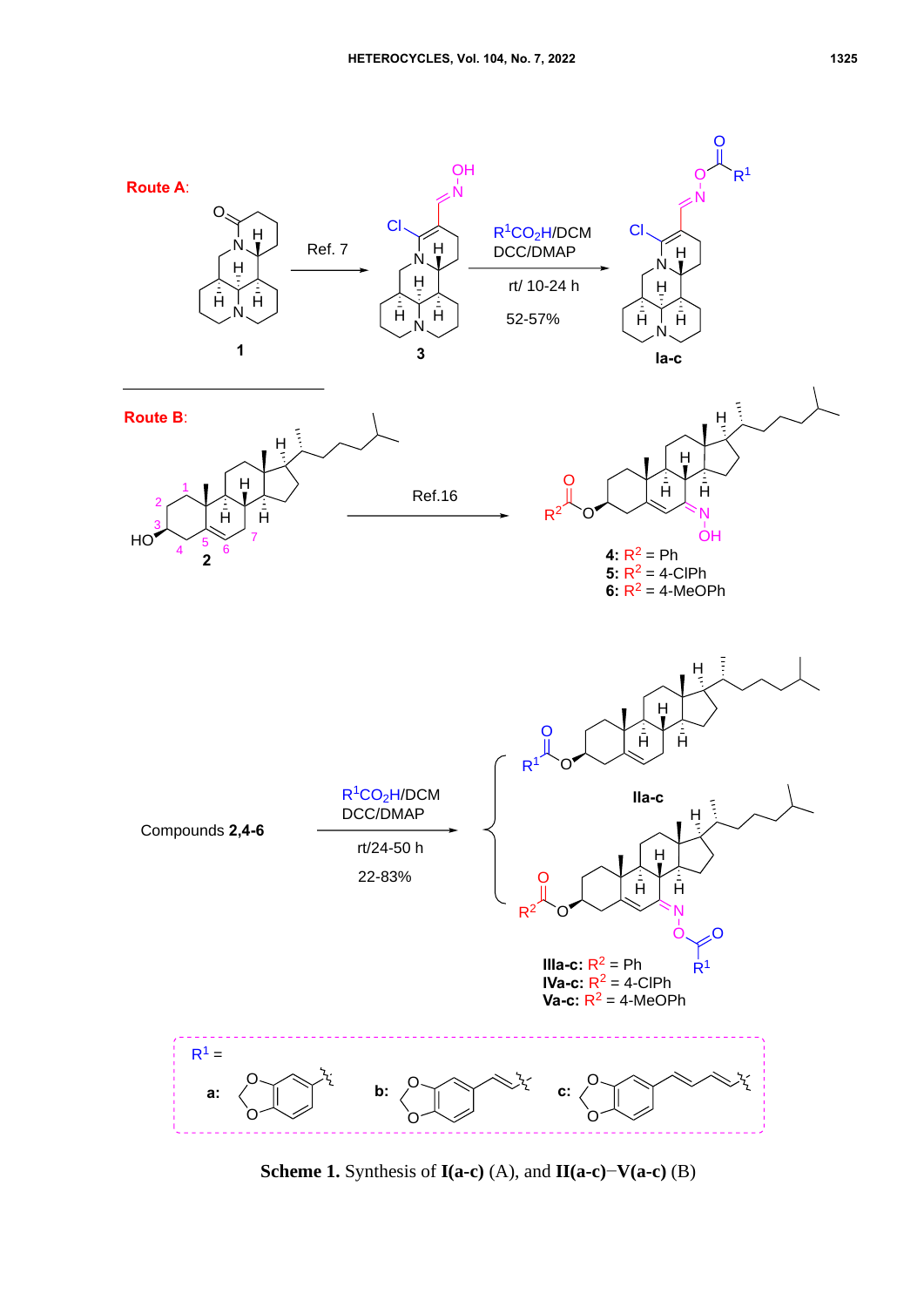**Scheme 1.** Synthesis of **I(a-c)** (A), and **II(a-c)**−**V(a-c)** (B)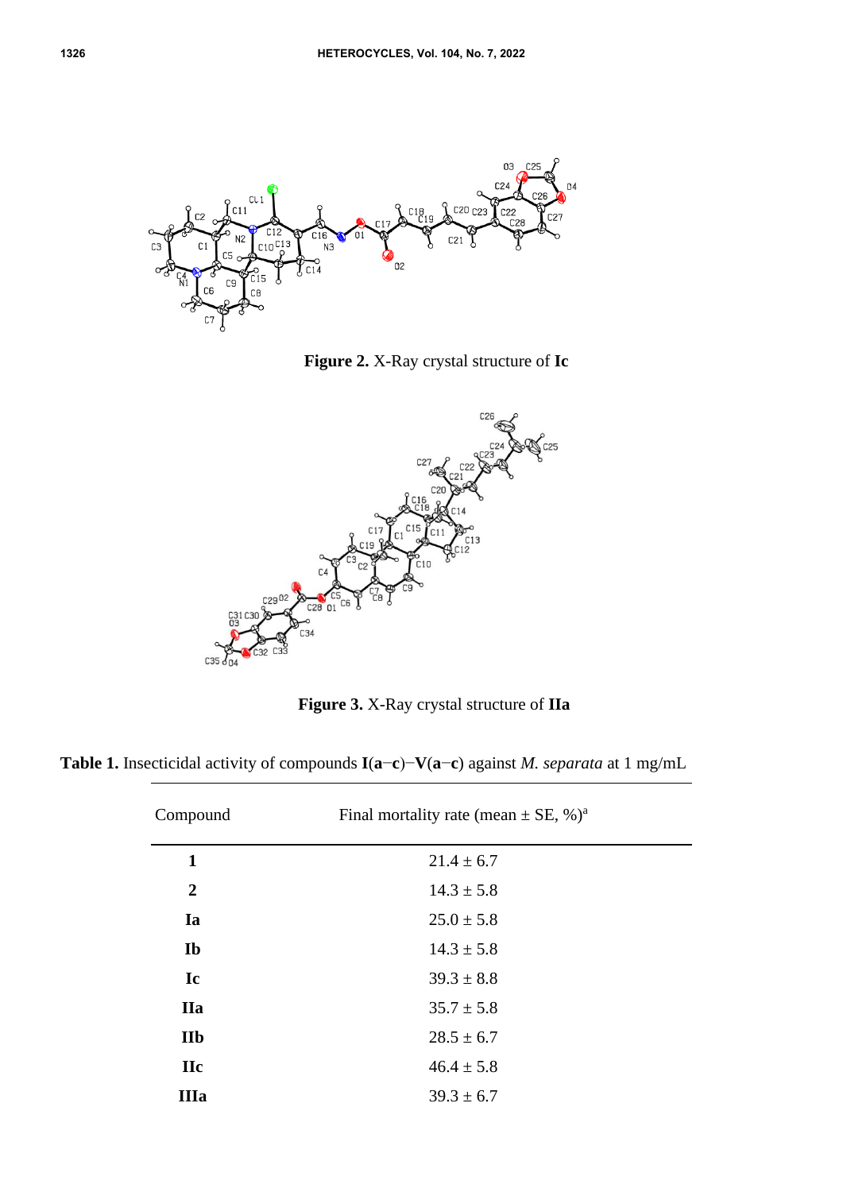**Figure 2.** X-Ray crystal structure of **Ic**

**Figure 3.** X-Ray crystal structure of **IIa**

**Table 1.** Insecticidal activity of compounds **I**(**a**−**c**)−**V**(**a**−**c**) against *M. separata* at 1 mg/mL

| Compound | Final mortality rate (mean ± SE, %)[a] |
|---|---|
| **1** | 21.4 ± 6.7 |
| **2** | 14.3 ± 5.8 |
| **Ia** | 25.0 ± 5.8 |
| **Ib** | 14.3 ± 5.8 |
| **Ic** | 39.3 ± 8.8 |
| **IIa** | 35.7 ± 5.8 |
| **IIb** | 28.5 ± 6.7 |
| **IIc** | 46.4 ± 5.8 |
| **IIIa** | 39.3 ± 6.7 |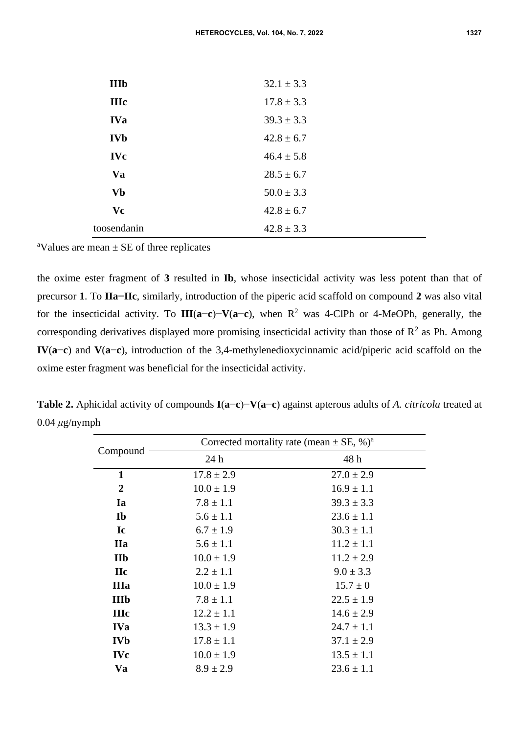| | |
|---|---|
| **IIIb** | 32.1 ± 3.3 |
| **IIIc** | 17.8 ± 3.3 |
| **IVa** | 39.3 ± 3.3 |
| **IVb** | 42.8 ± 6.7 |
| **IVc** | 46.4 ± 5.8 |
| **Va** | 28.5 ± 6.7 |
| **Vb** | 50.0 ± 3.3 |
| **Vc** | 42.8 ± 6.7 |
| toosendanin | 42.8 ± 3.3 |

[a]Values are mean ± SE of three replicates

the oxime ester fragment of **3** resulted in **Ib**, whose insecticidal activity was less potent than that of precursor **1**. To **IIa−IIc**, similarly, introduction of the piperic acid scaffold on compound **2** was also vital for the insecticidal activity. To **III**(**a**−**c**)−**V**(**a**−**c**), when $R^2$ was 4-ClPh or 4-MeOPh, generally, the corresponding derivatives displayed more promising insecticidal activity than those of $R^2$ as Ph. Among **IV**(**a**−**c**) and **V**(**a**−**c**), introduction of the 3,4-methylenedioxycinnamic acid/piperic acid scaffold on the oxime ester fragment was beneficial for the insecticidal activity.

**Table 2.** Aphicidal activity of compounds **I**(**a**−**c**)−**V**(**a**−**c**) against apterous adults of *A. citricola* treated at 0.04 $\mu$g/nymph

| Compound | Corrected mortality rate (mean ± SE, %)[a] | |
|---|---|---|
| | 24 h | 48 h |
| **1** | 17.8 ± 2.9 | 27.0 ± 2.9 |
| **2** | 10.0 ± 1.9 | 16.9 ± 1.1 |
| **Ia** | 7.8 ± 1.1 | 39.3 ± 3.3 |
| **Ib** | 5.6 ± 1.1 | 23.6 ± 1.1 |
| **Ic** | 6.7 ± 1.9 | 30.3 ± 1.1 |
| **IIa** | 5.6 ± 1.1 | 11.2 ± 1.1 |
| **IIb** | 10.0 ± 1.9 | 11.2 ± 2.9 |
| **IIc** | 2.2 ± 1.1 | 9.0 ± 3.3 |
| **IIIa** | 10.0 ± 1.9 | 15.7 ± 0 |
| **IIIb** | 7.8 ± 1.1 | 22.5 ± 1.9 |
| **IIIc** | 12.2 ± 1.1 | 14.6 ± 2.9 |
| **IVa** | 13.3 ± 1.9 | 24.7 ± 1.1 |
| **IVb** | 17.8 ± 1.1 | 37.1 ± 2.9 |
| **IVc** | 10.0 ± 1.9 | 13.5 ± 1.1 |
| **Va** | 8.9 ± 2.9 | 23.6 ± 1.1 |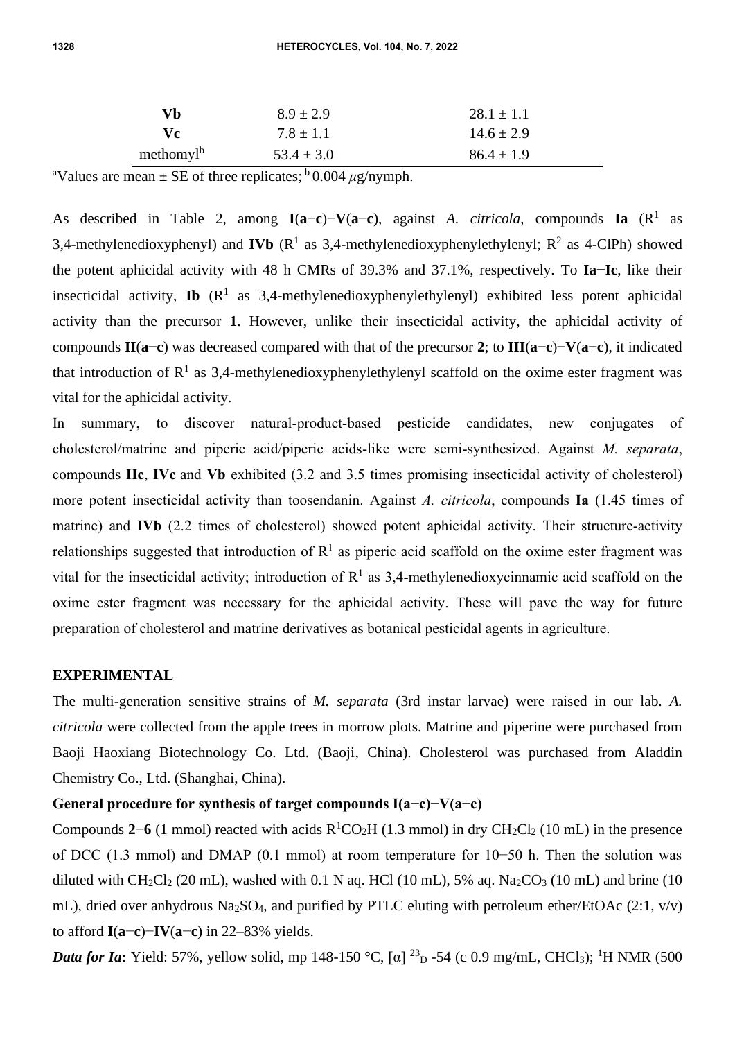| | | |
|---|---|---|
| **Vb** | 8.9 ± 2.9 | 28.1 ± 1.1 |
| **Vc** | 7.8 ± 1.1 | 14.6 ± 2.9 |
| methomyl[b] | 53.4 ± 3.0 | 86.4 ± 1.9 |

[a]Values are mean ± SE of three replicates; [b] 0.004 $\mu$g/nymph.

As described in Table 2, among **I**(**a**−**c**)−**V**(**a**−**c**), against *A. citricola*, compounds **Ia** ($R^1$ as 3,4-methylenedioxyphenyl) and **IVb** ($R^1$ as 3,4-methylenedioxyphenylethylenyl; $R^2$ as 4-ClPh) showed the potent aphicidal activity with 48 h CMRs of 39.3% and 37.1%, respectively. To **Ia−Ic**, like their insecticidal activity, **Ib** ($R^1$ as 3,4-methylenedioxyphenylethylenyl) exhibited less potent aphicidal activity than the precursor **1**. However, unlike their insecticidal activity, the aphicidal activity of compounds **II**(**a**−**c**) was decreased compared with that of the precursor **2**; to **III**(**a**−**c**)−**V**(**a**−**c**), it indicated that introduction of $R^1$ as 3,4-methylenedioxyphenylethylenyl scaffold on the oxime ester fragment was vital for the aphicidal activity.

In summary, to discover natural-product-based pesticide candidates, new conjugates of cholesterol/matrine and piperic acid/piperic acids-like were semi-synthesized. Against *M. separata*, compounds **IIc**, **IVc** and **Vb** exhibited (3.2 and 3.5 times promising insecticidal activity of cholesterol) more potent insecticidal activity than toosendanin. Against *A. citricola*, compounds **Ia** (1.45 times of matrine) and **IVb** (2.2 times of cholesterol) showed potent aphicidal activity. Their structure-activity relationships suggested that introduction of $R^1$ as piperic acid scaffold on the oxime ester fragment was vital for the insecticidal activity; introduction of $R^1$ as 3,4-methylenedioxycinnamic acid scaffold on the oxime ester fragment was necessary for the aphicidal activity. These will pave the way for future preparation of cholesterol and matrine derivatives as botanical pesticidal agents in agriculture.

## EXPERIMENTAL

The multi-generation sensitive strains of *M. separata* (3rd instar larvae) were raised in our lab. *A. citricola* were collected from the apple trees in morrow plots. Matrine and piperine were purchased from Baoji Haoxiang Biotechnology Co. Ltd. (Baoji, China). Cholesterol was purchased from Aladdin Chemistry Co., Ltd. (Shanghai, China).

### General procedure for synthesis of target compounds I(a−c)−V(a−c)

Compounds **2**−**6** (1 mmol) reacted with acids $R^1CO_2H$ (1.3 mmol) in dry $CH_2Cl_2$ (10 mL) in the presence of DCC (1.3 mmol) and DMAP (0.1 mmol) at room temperature for 10−50 h. Then the solution was diluted with $CH_2Cl_2$ (20 mL), washed with 0.1 N aq. HCl (10 mL), 5% aq. $Na_2CO_3$ (10 mL) and brine (10 mL), dried over anhydrous $Na_2SO_4$, and purified by PTLC eluting with petroleum ether/EtOAc (2:1, v/v) to afford **I**(**a**−**c**)−**IV**(**a**−**c**) in 22–83% yields.

***Data for Ia*:** Yield: 57%, yellow solid, mp 148-150 °C, $[\alpha]^{23}_{D}$ -54 (c 0.9 mg/mL, $CHCl_3$); $^1$H NMR (500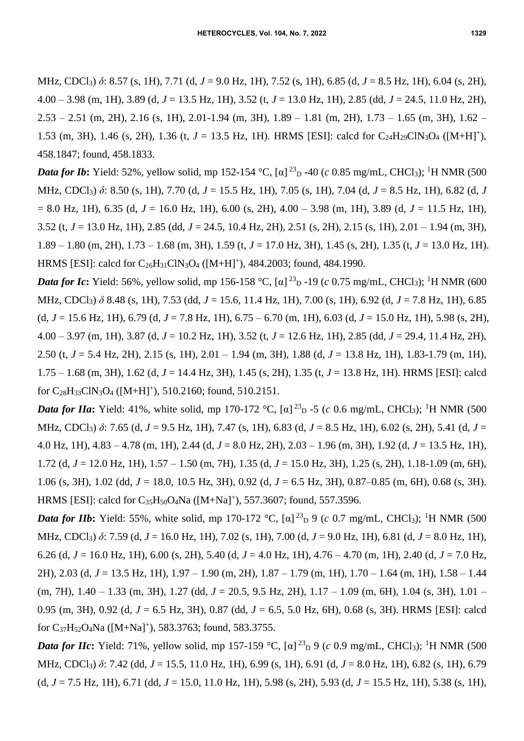MHz, $CDCl_3$) $\delta$: 8.57 (s, 1H), 7.71 (d, $J$ = 9.0 Hz, 1H), 7.52 (s, 1H), 6.85 (d, $J$ = 8.5 Hz, 1H), 6.04 (s, 2H), 4.00 – 3.98 (m, 1H), 3.89 (d, $J$ = 13.5 Hz, 1H), 3.52 (t, $J$ = 13.0 Hz, 1H), 2.85 (dd, $J$ = 24.5, 11.0 Hz, 2H), 2.53 – 2.51 (m, 2H), 2.16 (s, 1H), 2.01-1.94 (m, 3H), 1.89 – 1.81 (m, 2H), 1.73 – 1.65 (m, 3H), 1.62 – 1.53 (m, 3H), 1.46 (s, 2H), 1.36 (t, $J$ = 13.5 Hz, 1H). HRMS [ESI]: calcd for $C_{24}H_{29}ClN_3O_4$ ($[M+H]^+$), 458.1847; found, 458.1833.

***Data for Ib*:** Yield: 52%, yellow solid, mp 152-154 °C, $[\alpha]^{23}_D$ -40 ($c$ 0.85 mg/mL, $CHCl_3$); $^1H$ NMR (500 MHz, $CDCl_3$) $\delta$: 8.50 (s, 1H), 7.70 (d, $J$ = 15.5 Hz, 1H), 7.05 (s, 1H), 7.04 (d, $J$ = 8.5 Hz, 1H), 6.82 (d, $J$ = 8.0 Hz, 1H), 6.35 (d, $J$ = 16.0 Hz, 1H), 6.00 (s, 2H), 4.00 – 3.98 (m, 1H), 3.89 (d, $J$ = 11.5 Hz, 1H), 3.52 (t, $J$ = 13.0 Hz, 1H), 2.85 (dd, $J$ = 24.5, 10.4 Hz, 2H), 2.51 (s, 2H), 2.15 (s, 1H), 2.01 – 1.94 (m, 3H), 1.89 – 1.80 (m, 2H), 1.73 – 1.68 (m, 3H), 1.59 (t, $J$ = 17.0 Hz, 3H), 1.45 (s, 2H), 1.35 (t, $J$ = 13.0 Hz, 1H). HRMS [ESI]: calcd for $C_{26}H_{31}ClN_3O_4$ ($[M+H]^+$), 484.2003; found, 484.1990.

***Data for Ic*:** Yield: 56%, yellow solid, mp 156-158 °C, $[\alpha]^{23}_D$ -19 ($c$ 0.75 mg/mL, $CHCl_3$); $^1H$ NMR (600 MHz, $CDCl_3$) $\delta$ 8.48 (s, 1H), 7.53 (dd, $J$ = 15.6, 11.4 Hz, 1H), 7.00 (s, 1H), 6.92 (d, $J$ = 7.8 Hz, 1H), 6.85 (d, $J$ = 15.6 Hz, 1H), 6.79 (d, $J$ = 7.8 Hz, 1H), 6.75 – 6.70 (m, 1H), 6.03 (d, $J$ = 15.0 Hz, 1H), 5.98 (s, 2H), 4.00 – 3.97 (m, 1H), 3.87 (d, $J$ = 10.2 Hz, 1H), 3.52 (t, $J$ = 12.6 Hz, 1H), 2.85 (dd, $J$ = 29.4, 11.4 Hz, 2H), 2.50 (t, $J$ = 5.4 Hz, 2H), 2.15 (s, 1H), 2.01 – 1.94 (m, 3H), 1.88 (d, $J$ = 13.8 Hz, 1H), 1.83-1.79 (m, 1H), 1.75 – 1.68 (m, 3H), 1.62 (d, $J$ = 14.4 Hz, 3H), 1.45 (s, 2H), 1.35 (t, $J$ = 13.8 Hz, 1H). HRMS [ESI]: calcd for $C_{28}H_{33}ClN_3O_4$ ($[M+H]^+$), 510.2160; found, 510.2151.

***Data for IIa*:** Yield: 41%, white solid, mp 170-172 °C, $[\alpha]^{23}_D$ -5 ($c$ 0.6 mg/mL, $CHCl_3$); $^1H$ NMR (500 MHz, $CDCl_3$) $\delta$: 7.65 (d, $J$ = 9.5 Hz, 1H), 7.47 (s, 1H), 6.83 (d, $J$ = 8.5 Hz, 1H), 6.02 (s, 2H), 5.41 (d, $J$ = 4.0 Hz, 1H), 4.83 – 4.78 (m, 1H), 2.44 (d, $J$ = 8.0 Hz, 2H), 2.03 – 1.96 (m, 3H), 1.92 (d, $J$ = 13.5 Hz, 1H), 1.72 (d, $J$ = 12.0 Hz, 1H), 1.57 – 1.50 (m, 7H), 1.35 (d, $J$ = 15.0 Hz, 3H), 1.25 (s, 2H), 1.18-1.09 (m, 6H), 1.06 (s, 3H), 1.02 (dd, $J$ = 18.0, 10.5 Hz, 3H), 0.92 (d, $J$ = 6.5 Hz, 3H), 0.87–0.85 (m, 6H), 0.68 (s, 3H). HRMS [ESI]: calcd for $C_{35}H_{50}O_4Na$ ($[M+Na]^+$), 557.3607; found, 557.3596.

***Data for IIb*:** Yield: 55%, white solid, mp 170-172 °C, $[\alpha]^{23}_D$ 9 ($c$ 0.7 mg/mL, $CHCl_3$); $^1H$ NMR (500 MHz, $CDCl_3$) $\delta$: 7.59 (d, $J$ = 16.0 Hz, 1H), 7.02 (s, 1H), 7.00 (d, $J$ = 9.0 Hz, 1H), 6.81 (d, $J$ = 8.0 Hz, 1H), 6.26 (d, $J$ = 16.0 Hz, 1H), 6.00 (s, 2H), 5.40 (d, $J$ = 4.0 Hz, 1H), 4.76 – 4.70 (m, 1H), 2.40 (d, $J$ = 7.0 Hz, 2H), 2.03 (d, $J$ = 13.5 Hz, 1H), 1.97 – 1.90 (m, 2H), 1.87 – 1.79 (m, 1H), 1.70 – 1.64 (m, 1H), 1.58 – 1.44 (m, 7H), 1.40 – 1.33 (m, 3H), 1.27 (dd, $J$ = 20.5, 9.5 Hz, 2H), 1.17 – 1.09 (m, 6H), 1.04 (s, 3H), 1.01 – 0.95 (m, 3H), 0.92 (d, $J$ = 6.5 Hz, 3H), 0.87 (dd, $J$ = 6.5, 5.0 Hz, 6H), 0.68 (s, 3H). HRMS [ESI]: calcd for $C_{37}H_{52}O_4Na$ ($[M+Na]^+$), 583.3763; found, 583.3755.

***Data for IIc*:** Yield: 71%, yellow solid, mp 157-159 °C, $[\alpha]^{23}_D$ 9 ($c$ 0.9 mg/mL, $CHCl_3$); $^1H$ NMR (500 MHz, $CDCl_3$) $\delta$: 7.42 (dd, $J$ = 15.5, 11.0 Hz, 1H), 6.99 (s, 1H), 6.91 (d, $J$ = 8.0 Hz, 1H), 6.82 (s, 1H), 6.79 (d, $J$ = 7.5 Hz, 1H), 6.71 (dd, $J$ = 15.0, 11.0 Hz, 1H), 5.98 (s, 2H), 5.93 (d, $J$ = 15.5 Hz, 1H), 5.38 (s, 1H),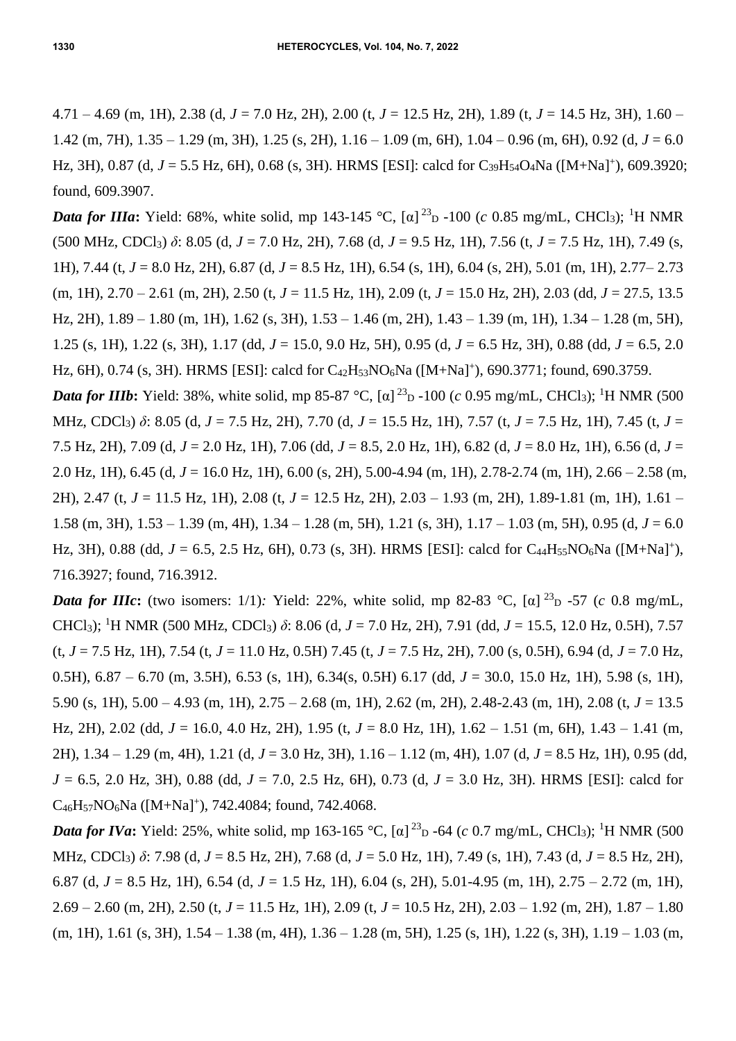4.71 – 4.69 (m, 1H), 2.38 (d, $J$ = 7.0 Hz, 2H), 2.00 (t, $J$ = 12.5 Hz, 2H), 1.89 (t, $J$ = 14.5 Hz, 3H), 1.60 – 1.42 (m, 7H), 1.35 – 1.29 (m, 3H), 1.25 (s, 2H), 1.16 – 1.09 (m, 6H), 1.04 – 0.96 (m, 6H), 0.92 (d, $J$ = 6.0 Hz, 3H), 0.87 (d, $J$ = 5.5 Hz, 6H), 0.68 (s, 3H). HRMS [ESI]: calcd for $C_{39}H_{54}O_4Na$ ($[M+Na]^+$), 609.3920; found, 609.3907.

***Data for IIIa*:** Yield: 68%, white solid, mp 143-145 °C, $[\alpha]^{23}_{D}$ -100 ($c$ 0.85 mg/mL, $CHCl_3$); $^1H$ NMR (500 MHz, $CDCl_3$) $\delta$: 8.05 (d, $J$ = 7.0 Hz, 2H), 7.68 (d, $J$ = 9.5 Hz, 1H), 7.56 (t, $J$ = 7.5 Hz, 1H), 7.49 (s, 1H), 7.44 (t, $J$ = 8.0 Hz, 2H), 6.87 (d, $J$ = 8.5 Hz, 1H), 6.54 (s, 1H), 6.04 (s, 2H), 5.01 (m, 1H), 2.77– 2.73 (m, 1H), 2.70 – 2.61 (m, 2H), 2.50 (t, $J$ = 11.5 Hz, 1H), 2.09 (t, $J$ = 15.0 Hz, 2H), 2.03 (dd, $J$ = 27.5, 13.5 Hz, 2H), 1.89 – 1.80 (m, 1H), 1.62 (s, 3H), 1.53 – 1.46 (m, 2H), 1.43 – 1.39 (m, 1H), 1.34 – 1.28 (m, 5H), 1.25 (s, 1H), 1.22 (s, 3H), 1.17 (dd, $J$ = 15.0, 9.0 Hz, 5H), 0.95 (d, $J$ = 6.5 Hz, 3H), 0.88 (dd, $J$ = 6.5, 2.0 Hz, 6H), 0.74 (s, 3H). HRMS [ESI]: calcd for $C_{42}H_{53}NO_6Na$ ($[M+Na]^+$), 690.3771; found, 690.3759.

***Data for IIIb*:** Yield: 38%, white solid, mp 85-87 °C, $[\alpha]^{23}_{D}$ -100 ($c$ 0.95 mg/mL, $CHCl_3$); $^1H$ NMR (500 MHz, $CDCl_3$) $\delta$: 8.05 (d, $J$ = 7.5 Hz, 2H), 7.70 (d, $J$ = 15.5 Hz, 1H), 7.57 (t, $J$ = 7.5 Hz, 1H), 7.45 (t, $J$ = 7.5 Hz, 2H), 7.09 (d, $J$ = 2.0 Hz, 1H), 7.06 (dd, $J$ = 8.5, 2.0 Hz, 1H), 6.82 (d, $J$ = 8.0 Hz, 1H), 6.56 (d, $J$ = 2.0 Hz, 1H), 6.45 (d, $J$ = 16.0 Hz, 1H), 6.00 (s, 2H), 5.00-4.94 (m, 1H), 2.78-2.74 (m, 1H), 2.66 – 2.58 (m, 2H), 2.47 (t, $J$ = 11.5 Hz, 1H), 2.08 (t, $J$ = 12.5 Hz, 2H), 2.03 – 1.93 (m, 2H), 1.89-1.81 (m, 1H), 1.61 – 1.58 (m, 3H), 1.53 – 1.39 (m, 4H), 1.34 – 1.28 (m, 5H), 1.21 (s, 3H), 1.17 – 1.03 (m, 5H), 0.95 (d, $J$ = 6.0 Hz, 3H), 0.88 (dd, $J$ = 6.5, 2.5 Hz, 6H), 0.73 (s, 3H). HRMS [ESI]: calcd for $C_{44}H_{55}NO_6Na$ ($[M+Na]^+$), 716.3927; found, 716.3912.

***Data for IIIc*:** (two isomers: 1/1)*:* Yield: 22%, white solid, mp 82-83 °C, $[\alpha]^{23}_{D}$ -57 ($c$ 0.8 mg/mL, $CHCl_3$); $^1H$ NMR (500 MHz, $CDCl_3$) $\delta$: 8.06 (d, $J$ = 7.0 Hz, 2H), 7.91 (dd, $J$ = 15.5, 12.0 Hz, 0.5H), 7.57 (t, $J$ = 7.5 Hz, 1H), 7.54 (t, $J$ = 11.0 Hz, 0.5H) 7.45 (t, $J$ = 7.5 Hz, 2H), 7.00 (s, 0.5H), 6.94 (d, $J$ = 7.0 Hz, 0.5H), 6.87 – 6.70 (m, 3.5H), 6.53 (s, 1H), 6.34(s, 0.5H) 6.17 (dd, $J$ = 30.0, 15.0 Hz, 1H), 5.98 (s, 1H), 5.90 (s, 1H), 5.00 – 4.93 (m, 1H), 2.75 – 2.68 (m, 1H), 2.62 (m, 2H), 2.48-2.43 (m, 1H), 2.08 (t, $J$ = 13.5 Hz, 2H), 2.02 (dd, $J$ = 16.0, 4.0 Hz, 2H), 1.95 (t, $J$ = 8.0 Hz, 1H), 1.62 – 1.51 (m, 6H), 1.43 – 1.41 (m, 2H), 1.34 – 1.29 (m, 4H), 1.21 (d, $J$ = 3.0 Hz, 3H), 1.16 – 1.12 (m, 4H), 1.07 (d, $J$ = 8.5 Hz, 1H), 0.95 (dd, $J$ = 6.5, 2.0 Hz, 3H), 0.88 (dd, $J$ = 7.0, 2.5 Hz, 6H), 0.73 (d, $J$ = 3.0 Hz, 3H). HRMS [ESI]: calcd for $C_{46}H_{57}NO_6Na$ ($[M+Na]^+$), 742.4084; found, 742.4068.

***Data for IVa*:** Yield: 25%, white solid, mp 163-165 °C, $[\alpha]^{23}_{D}$ -64 ($c$ 0.7 mg/mL, $CHCl_3$); $^1H$ NMR (500 MHz, $CDCl_3$) $\delta$: 7.98 (d, $J$ = 8.5 Hz, 2H), 7.68 (d, $J$ = 5.0 Hz, 1H), 7.49 (s, 1H), 7.43 (d, $J$ = 8.5 Hz, 2H), 6.87 (d, $J$ = 8.5 Hz, 1H), 6.54 (d, $J$ = 1.5 Hz, 1H), 6.04 (s, 2H), 5.01-4.95 (m, 1H), 2.75 – 2.72 (m, 1H), 2.69 – 2.60 (m, 2H), 2.50 (t, $J$ = 11.5 Hz, 1H), 2.09 (t, $J$ = 10.5 Hz, 2H), 2.03 – 1.92 (m, 2H), 1.87 – 1.80 (m, 1H), 1.61 (s, 3H), 1.54 – 1.38 (m, 4H), 1.36 – 1.28 (m, 5H), 1.25 (s, 1H), 1.22 (s, 3H), 1.19 – 1.03 (m,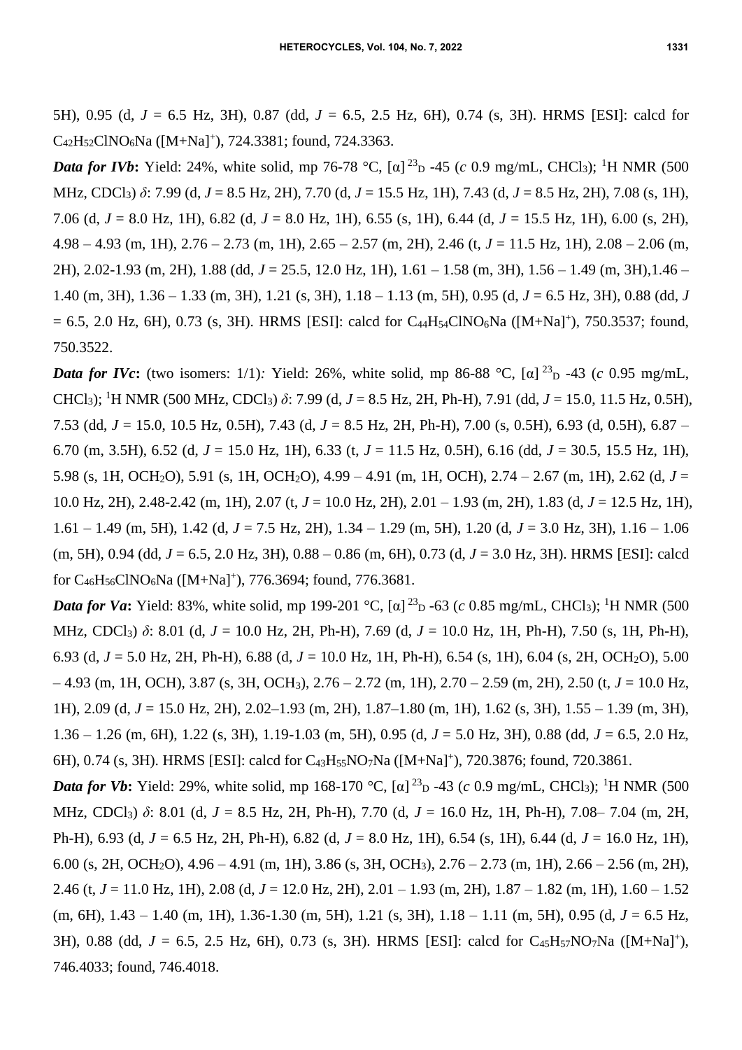5H), 0.95 (d, *J* = 6.5 Hz, 3H), 0.87 (dd, *J* = 6.5, 2.5 Hz, 6H), 0.74 (s, 3H). HRMS [ESI]: calcd for $C_{42}H_{52}ClNO_6Na$ ([M+Na]$^+$), 724.3381; found, 724.3363.

***Data for IVb*:** Yield: 24%, white solid, mp 76-78 °C, $[\alpha]^{23}_D$ -45 (*c* 0.9 mg/mL, $CHCl_3$); $^1$H NMR (500 MHz, $CDCl_3$) $\delta$: 7.99 (d, *J* = 8.5 Hz, 2H), 7.70 (d, *J* = 15.5 Hz, 1H), 7.43 (d, *J* = 8.5 Hz, 2H), 7.08 (s, 1H), 7.06 (d, *J* = 8.0 Hz, 1H), 6.82 (d, *J* = 8.0 Hz, 1H), 6.55 (s, 1H), 6.44 (d, *J* = 15.5 Hz, 1H), 6.00 (s, 2H), 4.98 – 4.93 (m, 1H), 2.76 – 2.73 (m, 1H), 2.65 – 2.57 (m, 2H), 2.46 (t, *J* = 11.5 Hz, 1H), 2.08 – 2.06 (m, 2H), 2.02-1.93 (m, 2H), 1.88 (dd, *J* = 25.5, 12.0 Hz, 1H), 1.61 – 1.58 (m, 3H), 1.56 – 1.49 (m, 3H),1.46 – 1.40 (m, 3H), 1.36 – 1.33 (m, 3H), 1.21 (s, 3H), 1.18 – 1.13 (m, 5H), 0.95 (d, *J* = 6.5 Hz, 3H), 0.88 (dd, *J* = 6.5, 2.0 Hz, 6H), 0.73 (s, 3H). HRMS [ESI]: calcd for $C_{44}H_{54}ClNO_6Na$ ([M+Na]$^+$), 750.3537; found, 750.3522.

***Data for IVc*:** (two isomers: 1/1)*:* Yield: 26%, white solid, mp 86-88 °C, $[\alpha]^{23}_D$ -43 (*c* 0.95 mg/mL, $CHCl_3$); $^1$H NMR (500 MHz, $CDCl_3$) $\delta$: 7.99 (d, *J* = 8.5 Hz, 2H, Ph-H), 7.91 (dd, *J* = 15.0, 11.5 Hz, 0.5H), 7.53 (dd, *J* = 15.0, 10.5 Hz, 0.5H), 7.43 (d, *J* = 8.5 Hz, 2H, Ph-H), 7.00 (s, 0.5H), 6.93 (d, 0.5H), 6.87 – 6.70 (m, 3.5H), 6.52 (d, *J* = 15.0 Hz, 1H), 6.33 (t, *J* = 11.5 Hz, 0.5H), 6.16 (dd, *J* = 30.5, 15.5 Hz, 1H), 5.98 (s, 1H, $OCH_2O$), 5.91 (s, 1H, $OCH_2O$), 4.99 – 4.91 (m, 1H, OCH), 2.74 – 2.67 (m, 1H), 2.62 (d, *J* = 10.0 Hz, 2H), 2.48-2.42 (m, 1H), 2.07 (t, *J* = 10.0 Hz, 2H), 2.01 – 1.93 (m, 2H), 1.83 (d, *J* = 12.5 Hz, 1H), 1.61 – 1.49 (m, 5H), 1.42 (d, *J* = 7.5 Hz, 2H), 1.34 – 1.29 (m, 5H), 1.20 (d, *J* = 3.0 Hz, 3H), 1.16 – 1.06 (m, 5H), 0.94 (dd, *J* = 6.5, 2.0 Hz, 3H), 0.88 – 0.86 (m, 6H), 0.73 (d, *J* = 3.0 Hz, 3H). HRMS [ESI]: calcd for $C_{46}H_{56}ClNO_6Na$ ([M+Na]$^+$), 776.3694; found, 776.3681.

***Data for Va*:** Yield: 83%, white solid, mp 199-201 °C, $[\alpha]^{23}_D$ -63 (*c* 0.85 mg/mL, $CHCl_3$); $^1$H NMR (500 MHz, $CDCl_3$) $\delta$: 8.01 (d, *J* = 10.0 Hz, 2H, Ph-H), 7.69 (d, *J* = 10.0 Hz, 1H, Ph-H), 7.50 (s, 1H, Ph-H), 6.93 (d, *J* = 5.0 Hz, 2H, Ph-H), 6.88 (d, *J* = 10.0 Hz, 1H, Ph-H), 6.54 (s, 1H), 6.04 (s, 2H, $OCH_2O$), 5.00 – 4.93 (m, 1H, OCH), 3.87 (s, 3H, $OCH_3$), 2.76 – 2.72 (m, 1H), 2.70 – 2.59 (m, 2H), 2.50 (t, *J* = 10.0 Hz, 1H), 2.09 (d, *J* = 15.0 Hz, 2H), 2.02–1.93 (m, 2H), 1.87–1.80 (m, 1H), 1.62 (s, 3H), 1.55 – 1.39 (m, 3H), 1.36 – 1.26 (m, 6H), 1.22 (s, 3H), 1.19-1.03 (m, 5H), 0.95 (d, *J* = 5.0 Hz, 3H), 0.88 (dd, *J* = 6.5, 2.0 Hz, 6H), 0.74 (s, 3H). HRMS [ESI]: calcd for $C_{43}H_{55}NO_7Na$ ([M+Na]$^+$), 720.3876; found, 720.3861.

***Data for Vb*:** Yield: 29%, white solid, mp 168-170 °C, $[\alpha]^{23}_D$ -43 (*c* 0.9 mg/mL, $CHCl_3$); $^1$H NMR (500 MHz, $CDCl_3$) $\delta$: 8.01 (d, *J* = 8.5 Hz, 2H, Ph-H), 7.70 (d, *J* = 16.0 Hz, 1H, Ph-H), 7.08– 7.04 (m, 2H, Ph-H), 6.93 (d, *J* = 6.5 Hz, 2H, Ph-H), 6.82 (d, *J* = 8.0 Hz, 1H), 6.54 (s, 1H), 6.44 (d, *J* = 16.0 Hz, 1H), 6.00 (s, 2H, $OCH_2O$), 4.96 – 4.91 (m, 1H), 3.86 (s, 3H, $OCH_3$), 2.76 – 2.73 (m, 1H), 2.66 – 2.56 (m, 2H), 2.46 (t, *J* = 11.0 Hz, 1H), 2.08 (d, *J* = 12.0 Hz, 2H), 2.01 – 1.93 (m, 2H), 1.87 – 1.82 (m, 1H), 1.60 – 1.52 (m, 6H), 1.43 – 1.40 (m, 1H), 1.36-1.30 (m, 5H), 1.21 (s, 3H), 1.18 – 1.11 (m, 5H), 0.95 (d, *J* = 6.5 Hz, 3H), 0.88 (dd, *J* = 6.5, 2.5 Hz, 6H), 0.73 (s, 3H). HRMS [ESI]: calcd for $C_{45}H_{57}NO_7Na$ ([M+Na]$^+$), 746.4033; found, 746.4018.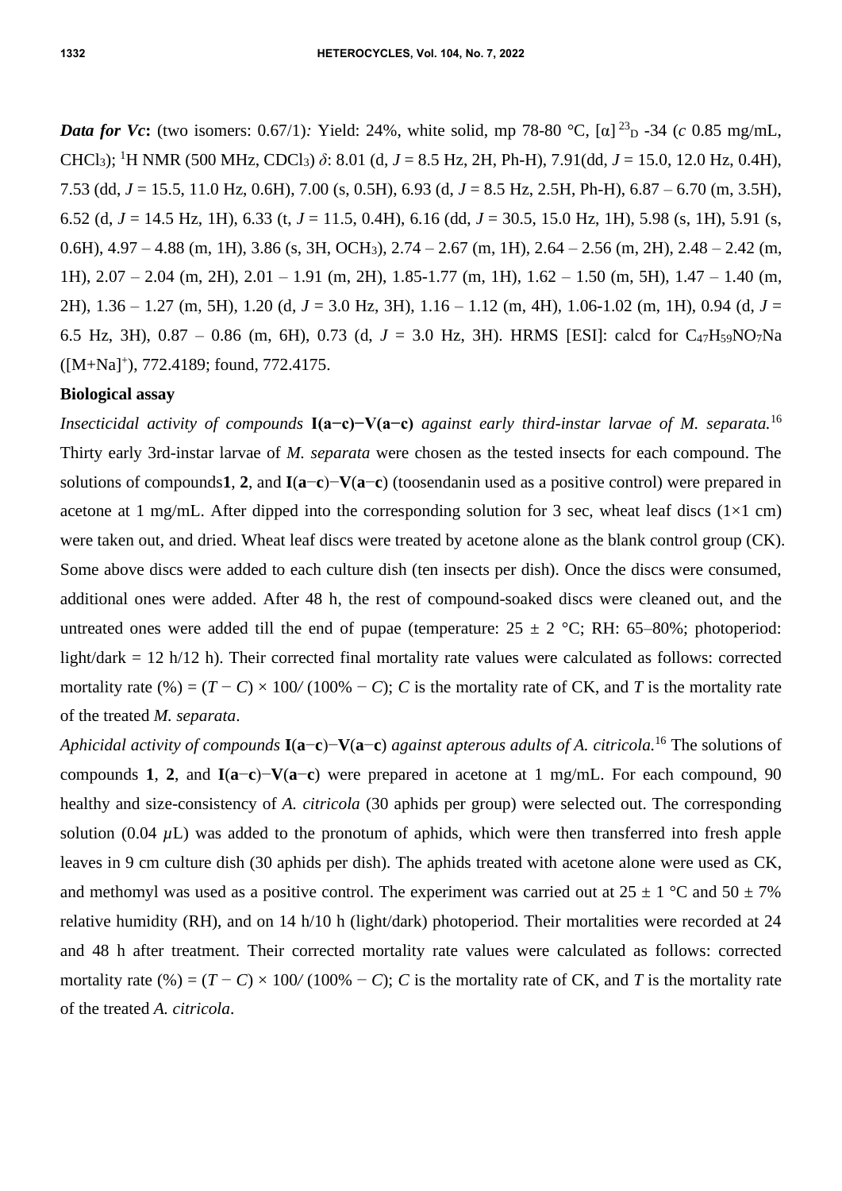***Data for Vc*:** (two isomers: 0.67/1)*:* Yield: 24%, white solid, mp 78-80 °C, $[\alpha]^{23}_{D}$ -34 (*c* 0.85 mg/mL, $CHCl_3$); $^1H$ NMR (500 MHz, $CDCl_3$) $\delta$: 8.01 (d, *J* = 8.5 Hz, 2H, Ph-H), 7.91(dd, *J* = 15.0, 12.0 Hz, 0.4H), 7.53 (dd, *J* = 15.5, 11.0 Hz, 0.6H), 7.00 (s, 0.5H), 6.93 (d, *J* = 8.5 Hz, 2.5H, Ph-H), 6.87 – 6.70 (m, 3.5H), 6.52 (d, *J* = 14.5 Hz, 1H), 6.33 (t, *J* = 11.5, 0.4H), 6.16 (dd, *J* = 30.5, 15.0 Hz, 1H), 5.98 (s, 1H), 5.91 (s, 0.6H), 4.97 – 4.88 (m, 1H), 3.86 (s, 3H, $OCH_3$), 2.74 – 2.67 (m, 1H), 2.64 – 2.56 (m, 2H), 2.48 – 2.42 (m, 1H), 2.07 – 2.04 (m, 2H), 2.01 – 1.91 (m, 2H), 1.85-1.77 (m, 1H), 1.62 – 1.50 (m, 5H), 1.47 – 1.40 (m, 2H), 1.36 – 1.27 (m, 5H), 1.20 (d, *J* = 3.0 Hz, 3H), 1.16 – 1.12 (m, 4H), 1.06-1.02 (m, 1H), 0.94 (d, *J* = 6.5 Hz, 3H), 0.87 – 0.86 (m, 6H), 0.73 (d, *J* = 3.0 Hz, 3H). HRMS [ESI]: calcd for $C_{47}H_{59}NO_7Na$ ($[M+Na]^+$), 772.4189; found, 772.4175.

**Biological assay**

*Insecticidal activity of compounds* **I(a−c)−V(a−c)** *against early third-instar larvae of M. separata.*[16] Thirty early 3rd-instar larvae of *M. separata* were chosen as the tested insects for each compound. The solutions of compounds**1**, **2**, and **I**(**a**−**c**)−**V**(**a**−**c**) (toosendanin used as a positive control) were prepared in acetone at 1 mg/mL. After dipped into the corresponding solution for 3 sec, wheat leaf discs (1×1 cm) were taken out, and dried. Wheat leaf discs were treated by acetone alone as the blank control group (CK). Some above discs were added to each culture dish (ten insects per dish). Once the discs were consumed, additional ones were added. After 48 h, the rest of compound-soaked discs were cleaned out, and the untreated ones were added till the end of pupae (temperature: 25 ± 2 °C; RH: 65–80%; photoperiod: light/dark = 12 h/12 h). Their corrected final mortality rate values were calculated as follows: corrected mortality rate (%) = $(T - C) \times 100 / (100\% - C)$; *C* is the mortality rate of CK, and *T* is the mortality rate of the treated *M. separata*.

*Aphicidal activity of compounds* **I**(**a**−**c**)−**V**(**a**−**c**) *against apterous adults of A. citricola.*[16] The solutions of compounds **1**, **2**, and **I**(**a**−**c**)−**V**(**a**−**c**) were prepared in acetone at 1 mg/mL. For each compound, 90 healthy and size-consistency of *A. citricola* (30 aphids per group) were selected out. The corresponding solution (0.04 $\mu$L) was added to the pronotum of aphids, which were then transferred into fresh apple leaves in 9 cm culture dish (30 aphids per dish). The aphids treated with acetone alone were used as CK, and methomyl was used as a positive control. The experiment was carried out at 25 ± 1 °C and 50 ± 7% relative humidity (RH), and on 14 h/10 h (light/dark) photoperiod. Their mortalities were recorded at 24 and 48 h after treatment. Their corrected mortality rate values were calculated as follows: corrected mortality rate (%) = $(T - C) \times 100 / (100\% - C)$; *C* is the mortality rate of CK, and *T* is the mortality rate of the treated *A. citricola*.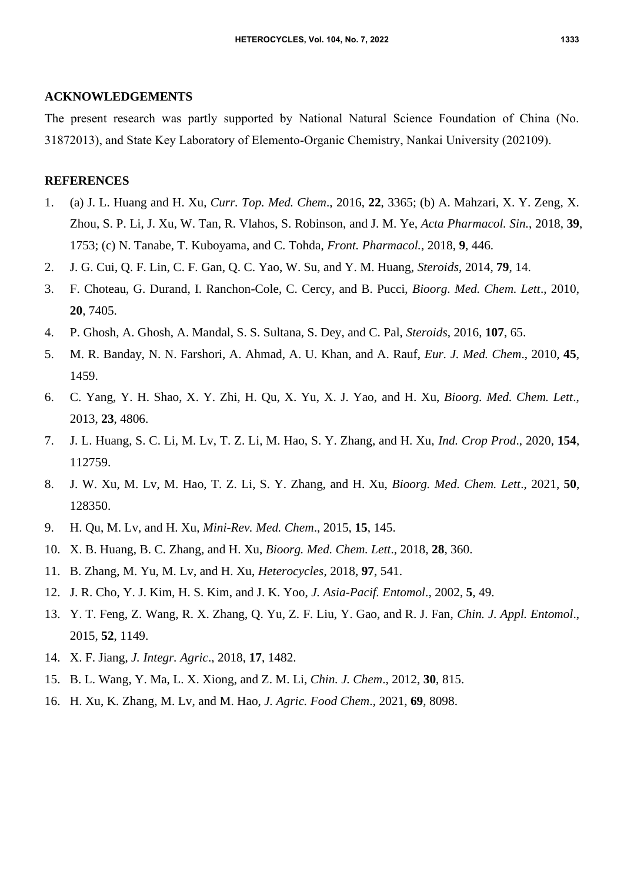## ACKNOWLEDGEMENTS

The present research was partly supported by National Natural Science Foundation of China (No. 31872013), and State Key Laboratory of Elemento-Organic Chemistry, Nankai University (202109).

## REFERENCES

1. (a) J. L. Huang and H. Xu, *Curr. Top. Med. Chem*., 2016, **22**, 3365; (b) A. Mahzari, X. Y. Zeng, X. Zhou, S. P. Li, J. Xu, W. Tan, R. Vlahos, S. Robinson, and J. M. Ye, *Acta Pharmacol. Sin.*, 2018, **39**, 1753; (c) N. Tanabe, T. Kuboyama, and C. Tohda, *Front. Pharmacol.*, 2018, **9**, 446.
2. J. G. Cui, Q. F. Lin, C. F. Gan, Q. C. Yao, W. Su, and Y. M. Huang, *Steroids*, 2014, **79**, 14.
3. F. Choteau, G. Durand, I. Ranchon-Cole, C. Cercy, and B. Pucci, *Bioorg. Med. Chem. Lett*., 2010, **20**, 7405.
4. P. Ghosh, A. Ghosh, A. Mandal, S. S. Sultana, S. Dey, and C. Pal, *Steroids*, 2016, **107**, 65.
5. M. R. Banday, N. N. Farshori, A. Ahmad, A. U. Khan, and A. Rauf, *Eur. J. Med. Chem*., 2010, **45**, 1459.
6. C. Yang, Y. H. Shao, X. Y. Zhi, H. Qu, X. Yu, X. J. Yao, and H. Xu, *Bioorg. Med. Chem. Lett*., 2013, **23**, 4806.
7. J. L. Huang, S. C. Li, M. Lv, T. Z. Li, M. Hao, S. Y. Zhang, and H. Xu, *Ind. Crop Prod*., 2020, **154**, 112759.
8. J. W. Xu, M. Lv, M. Hao, T. Z. Li, S. Y. Zhang, and H. Xu, *Bioorg. Med. Chem. Lett*., 2021, **50**, 128350.
9. H. Qu, M. Lv, and H. Xu, *Mini-Rev. Med. Chem*., 2015, **15**, 145.
10. X. B. Huang, B. C. Zhang, and H. Xu, *Bioorg. Med. Chem. Lett*., 2018, **28**, 360.
11. B. Zhang, M. Yu, M. Lv, and H. Xu, *Heterocycles*, 2018, **97**, 541.
12. J. R. Cho, Y. J. Kim, H. S. Kim, and J. K. Yoo, *J. Asia-Pacif. Entomol*., 2002, **5**, 49.
13. Y. T. Feng, Z. Wang, R. X. Zhang, Q. Yu, Z. F. Liu, Y. Gao, and R. J. Fan, *Chin. J. Appl. Entomol*., 2015, **52**, 1149.
14. X. F. Jiang, *J. Integr. Agric*., 2018, **17**, 1482.
15. B. L. Wang, Y. Ma, L. X. Xiong, and Z. M. Li, *Chin. J. Chem*., 2012, **30**, 815.
16. H. Xu, K. Zhang, M. Lv, and M. Hao, *J. Agric. Food Chem*., 2021, **69**, 8098.